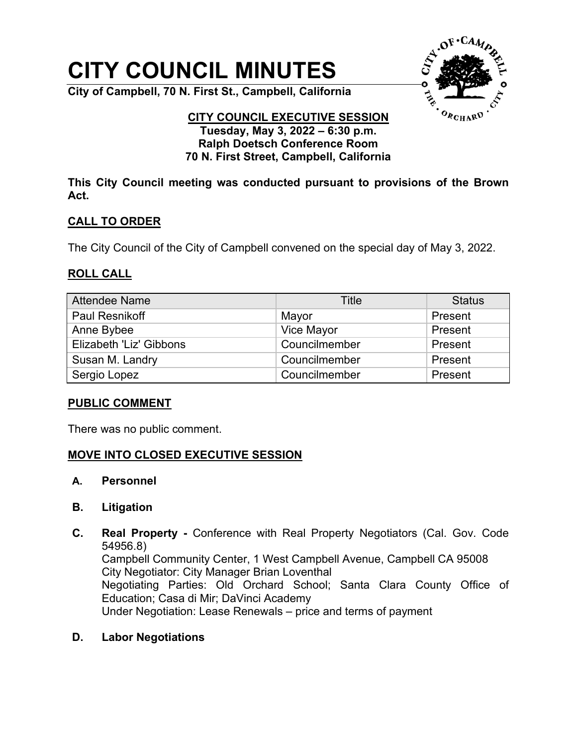# CITY COUNCIL MINUTES

**City of Campbell, 70 N. First St., Campbell, California**

**CITY COUNCIL EXECUTIVE SESSION**
**Tuesday, May 3, 2022 – 6:30 p.m.**
**Ralph Doetsch Conference Room**
**70 N. First Street, Campbell, California**

**This City Council meeting was conducted pursuant to provisions of the Brown Act.**

## CALL TO ORDER

The City Council of the City of Campbell convened on the special day of May 3, 2022.

## ROLL CALL

| Attendee Name | Title | Status |
|---|---|---|
| Paul Resnikoff | Mayor | Present |
| Anne Bybee | Vice Mayor | Present |
| Elizabeth 'Liz' Gibbons | Councilmember | Present |
| Susan M. Landry | Councilmember | Present |
| Sergio Lopez | Councilmember | Present |

## PUBLIC COMMENT

There was no public comment.

## MOVE INTO CLOSED EXECUTIVE SESSION

**A. Personnel**

**B. Litigation**

**C. Real Property -** Conference with Real Property Negotiators (Cal. Gov. Code 54956.8)
Campbell Community Center, 1 West Campbell Avenue, Campbell CA 95008
City Negotiator: City Manager Brian Loventhal
Negotiating Parties: Old Orchard School; Santa Clara County Office of Education; Casa di Mir; DaVinci Academy
Under Negotiation: Lease Renewals – price and terms of payment

**D. Labor Negotiations**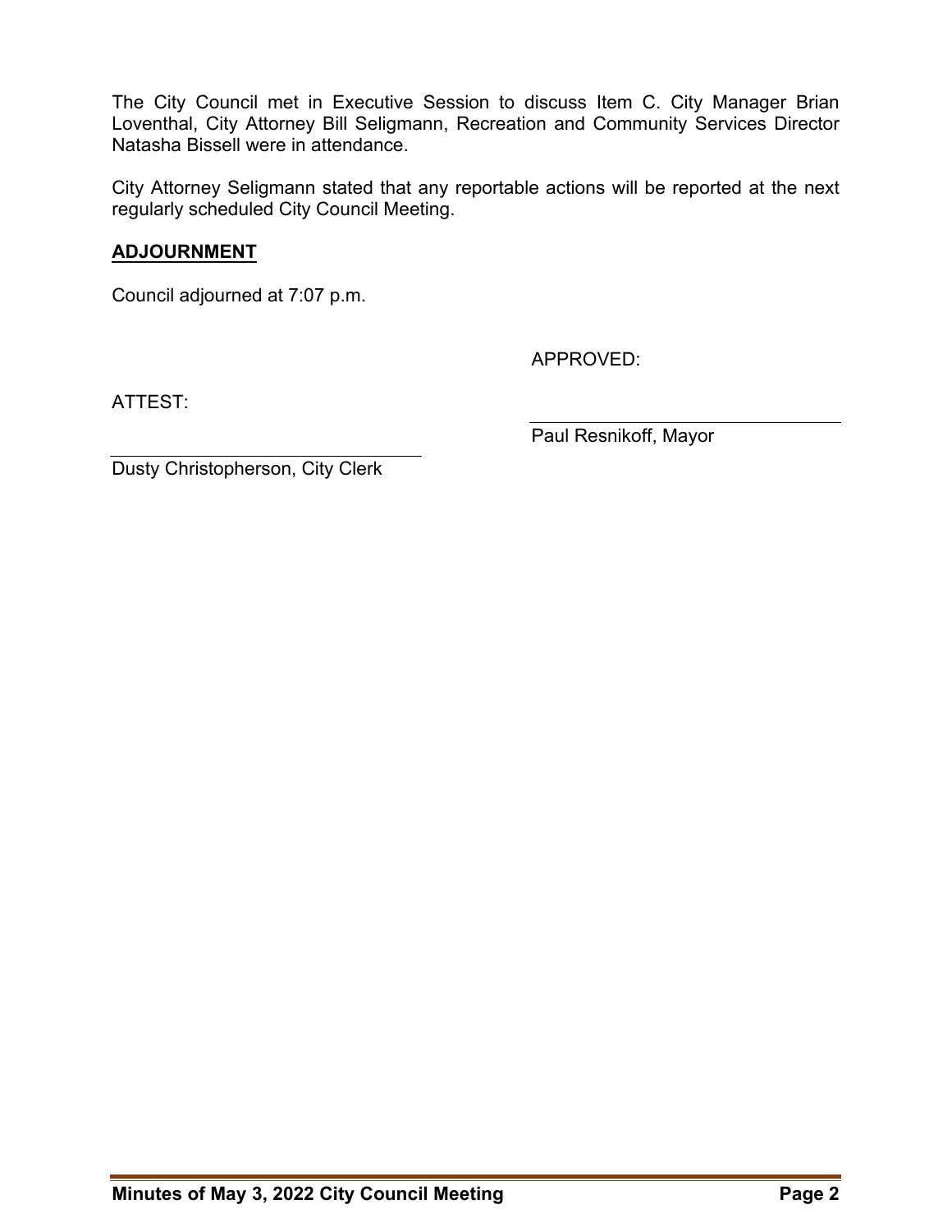The City Council met in Executive Session to discuss Item C. City Manager Brian Loventhal, City Attorney Bill Seligmann, Recreation and Community Services Director Natasha Bissell were in attendance.

City Attorney Seligmann stated that any reportable actions will be reported at the next regularly scheduled City Council Meeting.

## ADJOURNMENT

Council adjourned at 7:07 p.m.

APPROVED:

ATTEST:

Paul Resnikoff, Mayor

Dusty Christopherson, City Clerk